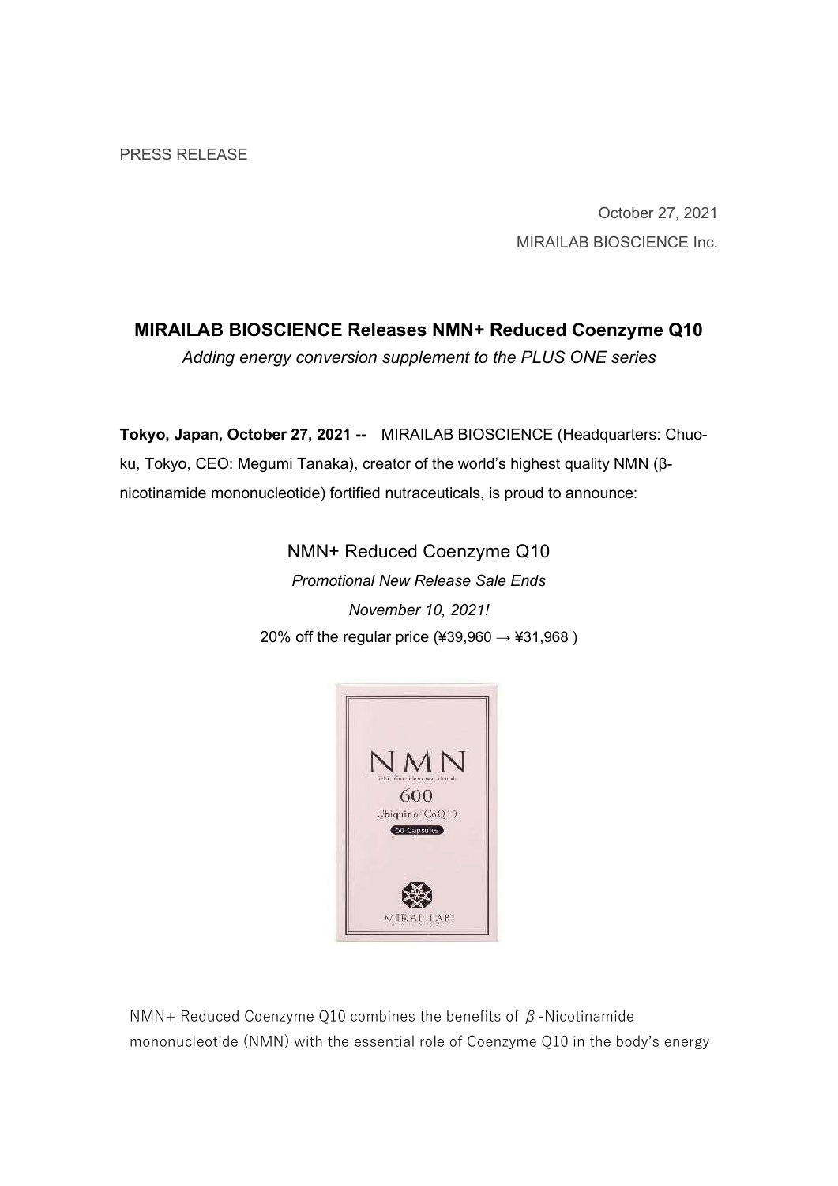PRESS RELEASE

October 27, 2021

MIRAILAB BIOSCIENCE Inc.

# MIRAILAB BIOSCIENCE Releases NMN+ Reduced Coenzyme Q10

*Adding energy conversion supplement to the PLUS ONE series*

**Tokyo, Japan, October 27, 2021 --** MIRAILAB BIOSCIENCE (Headquarters: Chuo-ku, Tokyo, CEO: Megumi Tanaka), creator of the world's highest quality NMN (β-nicotinamide mononucleotide) fortified nutraceuticals, is proud to announce:

NMN+ Reduced Coenzyme Q10

*Promotional New Release Sale Ends*

*November 10, 2021!*

20% off the regular price (¥39,960 → ¥31,968 )

NMN+ Reduced Coenzyme Q10 combines the benefits of β-Nicotinamide mononucleotide (NMN) with the essential role of Coenzyme Q10 in the body's energy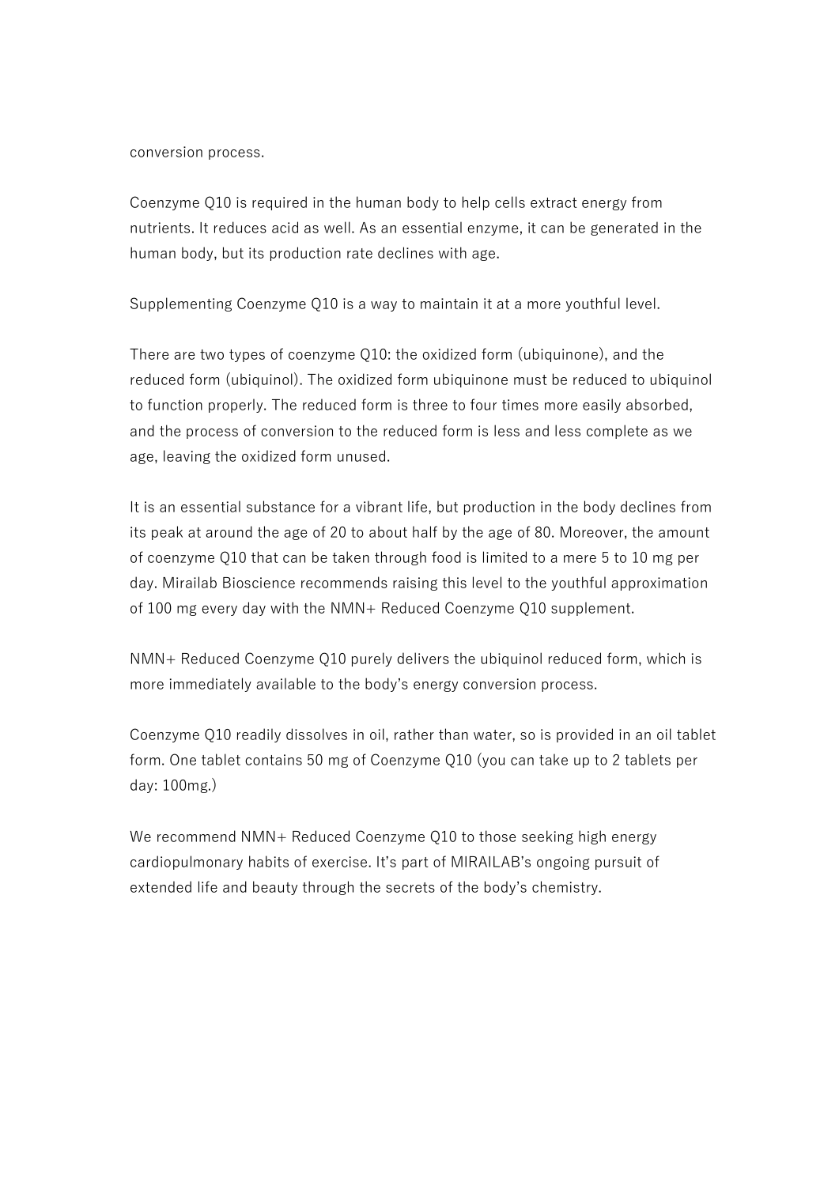conversion process.

Coenzyme Q10 is required in the human body to help cells extract energy from nutrients. It reduces acid as well. As an essential enzyme, it can be generated in the human body, but its production rate declines with age.

Supplementing Coenzyme Q10 is a way to maintain it at a more youthful level.

There are two types of coenzyme Q10: the oxidized form (ubiquinone), and the reduced form (ubiquinol). The oxidized form ubiquinone must be reduced to ubiquinol to function properly. The reduced form is three to four times more easily absorbed, and the process of conversion to the reduced form is less and less complete as we age, leaving the oxidized form unused.

It is an essential substance for a vibrant life, but production in the body declines from its peak at around the age of 20 to about half by the age of 80. Moreover, the amount of coenzyme Q10 that can be taken through food is limited to a mere 5 to 10 mg per day. Mirailab Bioscience recommends raising this level to the youthful approximation of 100 mg every day with the NMN+ Reduced Coenzyme Q10 supplement.

NMN+ Reduced Coenzyme Q10 purely delivers the ubiquinol reduced form, which is more immediately available to the body's energy conversion process.

Coenzyme Q10 readily dissolves in oil, rather than water, so is provided in an oil tablet form. One tablet contains 50 mg of Coenzyme Q10 (you can take up to 2 tablets per day: 100mg.)

We recommend NMN+ Reduced Coenzyme Q10 to those seeking high energy cardiopulmonary habits of exercise. It's part of MIRAILAB's ongoing pursuit of extended life and beauty through the secrets of the body's chemistry.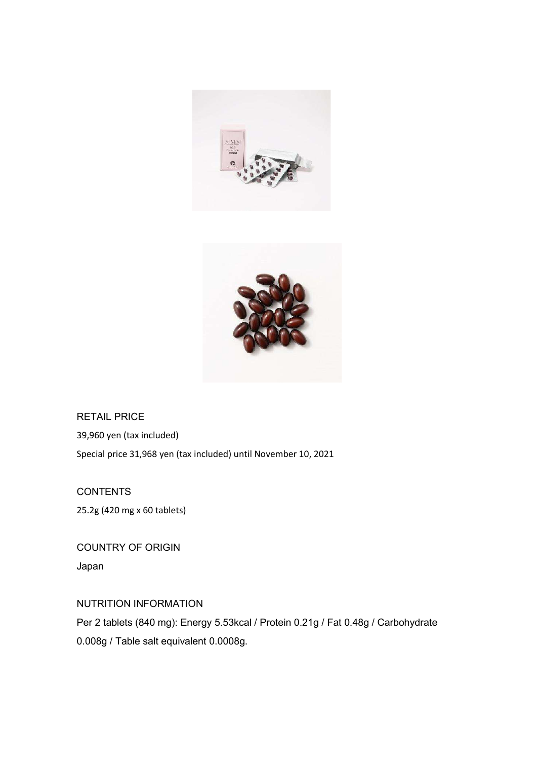RETAIL PRICE

39,960 yen (tax included)

Special price 31,968 yen (tax included) until November 10, 2021

CONTENTS

25.2g (420 mg x 60 tablets)

COUNTRY OF ORIGIN

Japan

NUTRITION INFORMATION

Per 2 tablets (840 mg): Energy 5.53kcal / Protein 0.21g / Fat 0.48g / Carbohydrate 0.008g / Table salt equivalent 0.0008g.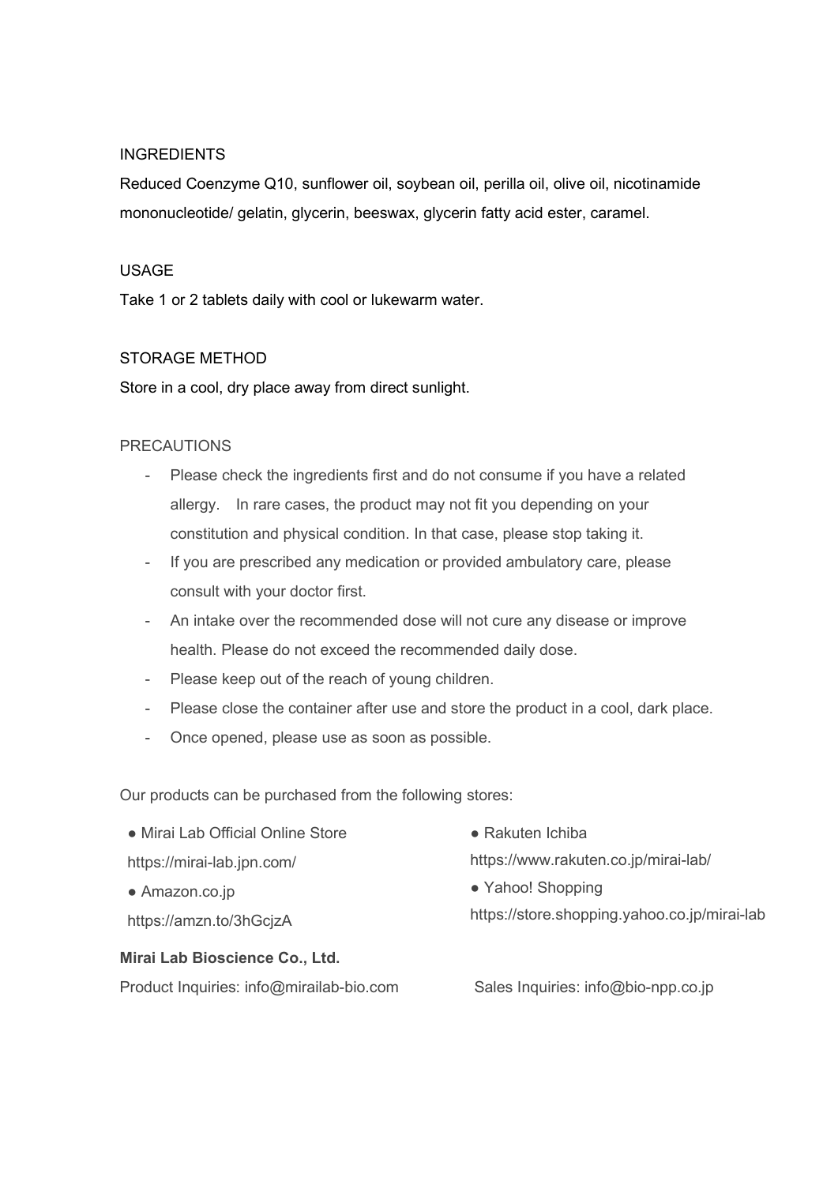## INGREDIENTS

Reduced Coenzyme Q10, sunflower oil, soybean oil, perilla oil, olive oil, nicotinamide mononucleotide/ gelatin, glycerin, beeswax, glycerin fatty acid ester, caramel.

## USAGE

Take 1 or 2 tablets daily with cool or lukewarm water.

## STORAGE METHOD

Store in a cool, dry place away from direct sunlight.

## PRECAUTIONS

- Please check the ingredients first and do not consume if you have a related allergy. In rare cases, the product may not fit you depending on your constitution and physical condition. In that case, please stop taking it.
- If you are prescribed any medication or provided ambulatory care, please consult with your doctor first.
- An intake over the recommended dose will not cure any disease or improve health. Please do not exceed the recommended daily dose.
- Please keep out of the reach of young children.
- Please close the container after use and store the product in a cool, dark place.
- Once opened, please use as soon as possible.

Our products can be purchased from the following stores:

- Mirai Lab Official Online Store
  https://mirai-lab.jpn.com/
- Amazon.co.jp
  https://amzn.to/3hGcjzA
- Rakuten Ichiba
  https://www.rakuten.co.jp/mirai-lab/
- Yahoo! Shopping
  https://store.shopping.yahoo.co.jp/mirai-lab

**Mirai Lab Bioscience Co., Ltd.**

Product Inquiries: info@mirailab-bio.com

Sales Inquiries: info@bio-npp.co.jp